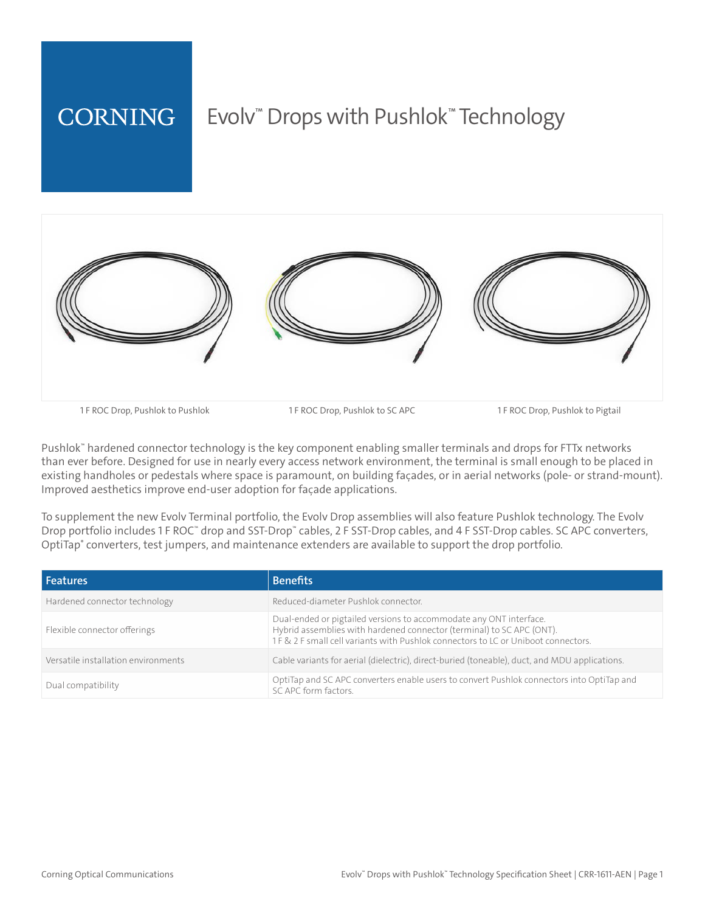CORNING

# Evolv™ Drops with Pushlok™ Technology

1 F ROC Drop, Pushlok to Pushlok

1 F ROC Drop, Pushlok to SC APC

1 F ROC Drop, Pushlok to Pigtail

Pushlok™ hardened connector technology is the key component enabling smaller terminals and drops for FTTx networks than ever before. Designed for use in nearly every access network environment, the terminal is small enough to be placed in existing handholes or pedestals where space is paramount, on building façades, or in aerial networks (pole- or strand-mount). Improved aesthetics improve end-user adoption for façade applications.

To supplement the new Evolv Terminal portfolio, the Evolv Drop assemblies will also feature Pushlok technology. The Evolv Drop portfolio includes 1 F ROC™ drop and SST-Drop™ cables, 2 F SST-Drop cables, and 4 F SST-Drop cables. SC APC converters, OptiTap® converters, test jumpers, and maintenance extenders are available to support the drop portfolio.

| Features | Benefits |
| --- | --- |
| Hardened connector technology | Reduced-diameter Pushlok connector. |
| Flexible connector offerings | Dual-ended or pigtailed versions to accommodate any ONT interface.<br>Hybrid assemblies with hardened connector (terminal) to SC APC (ONT).<br>1 F & 2 F small cell variants with Pushlok connectors to LC or Uniboot connectors. |
| Versatile installation environments | Cable variants for aerial (dielectric), direct-buried (toneable), duct, and MDU applications. |
| Dual compatibility | OptiTap and SC APC converters enable users to convert Pushlok connectors into OptiTap and SC APC form factors. |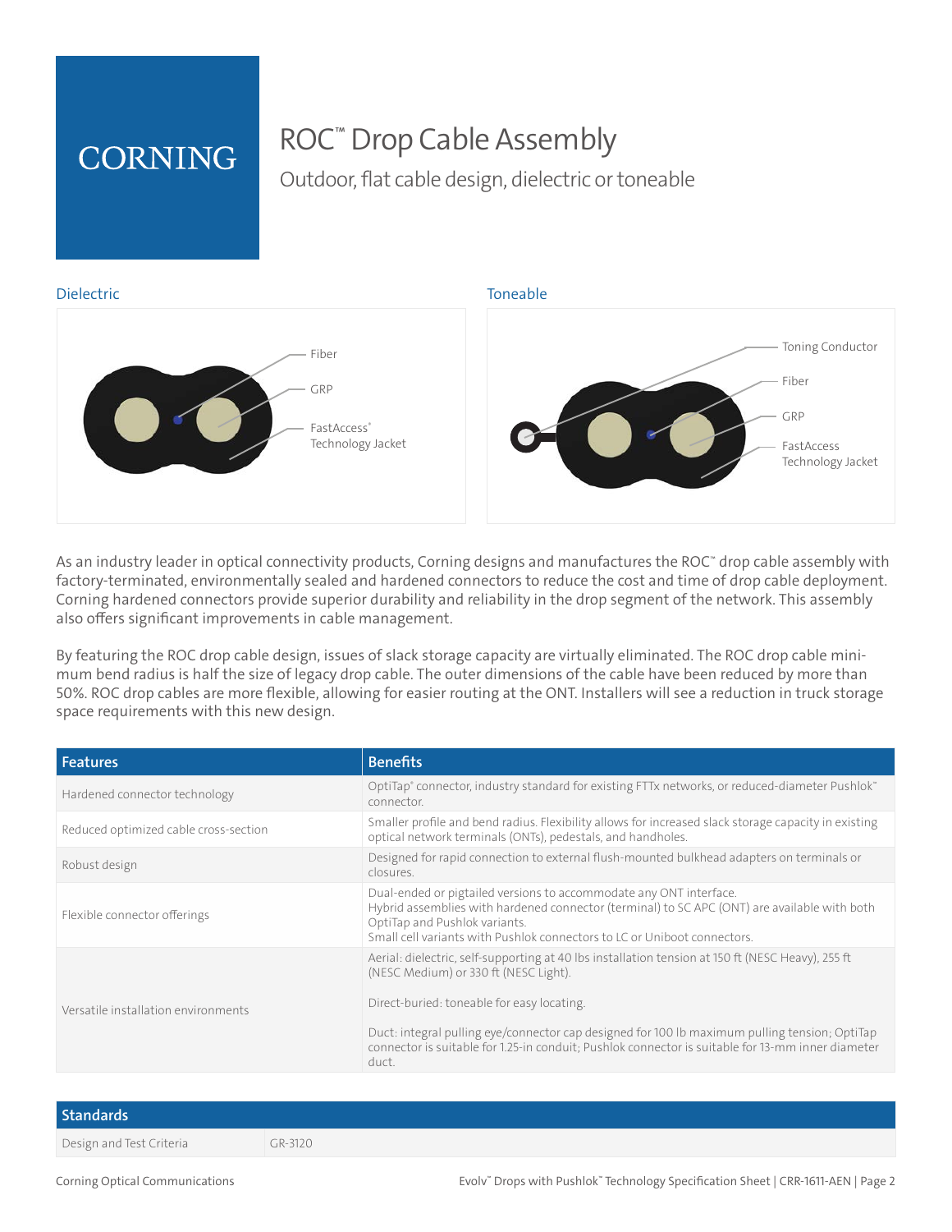# ROC™ Drop Cable Assembly

## Outdoor, flat cable design, dielectric or toneable

**Dielectric**

Fiber

GRP

FastAccess® Technology Jacket

**Toneable**

Toning Conductor

Fiber

GRP

FastAccess Technology Jacket

As an industry leader in optical connectivity products, Corning designs and manufactures the ROC™ drop cable assembly with factory-terminated, environmentally sealed and hardened connectors to reduce the cost and time of drop cable deployment. Corning hardened connectors provide superior durability and reliability in the drop segment of the network. This assembly also offers significant improvements in cable management.

By featuring the ROC drop cable design, issues of slack storage capacity are virtually eliminated. The ROC drop cable minimum bend radius is half the size of legacy drop cable. The outer dimensions of the cable have been reduced by more than 50%. ROC drop cables are more flexible, allowing for easier routing at the ONT. Installers will see a reduction in truck storage space requirements with this new design.

| Features | Benefits |
|---|---|
| Hardened connector technology | OptiTap® connector, industry standard for existing FTTx networks, or reduced-diameter Pushlok™ connector. |
| Reduced optimized cable cross-section | Smaller profile and bend radius. Flexibility allows for increased slack storage capacity in existing optical network terminals (ONTs), pedestals, and handholes. |
| Robust design | Designed for rapid connection to external flush-mounted bulkhead adapters on terminals or closures. |
| Flexible connector offerings | Dual-ended or pigtailed versions to accommodate any ONT interface.<br>Hybrid assemblies with hardened connector (terminal) to SC APC (ONT) are available with both OptiTap and Pushlok variants.<br>Small cell variants with Pushlok connectors to LC or Uniboot connectors. |
| Versatile installation environments | Aerial: dielectric, self-supporting at 40 lbs installation tension at 150 ft (NESC Heavy), 255 ft (NESC Medium) or 330 ft (NESC Light).<br><br>Direct-buried: toneable for easy locating.<br><br>Duct: integral pulling eye/connector cap designed for 100 lb maximum pulling tension; OptiTap connector is suitable for 1.25-in conduit; Pushlok connector is suitable for 13-mm inner diameter duct. |

| Standards | |
|---|---|
| Design and Test Criteria | GR-3120 |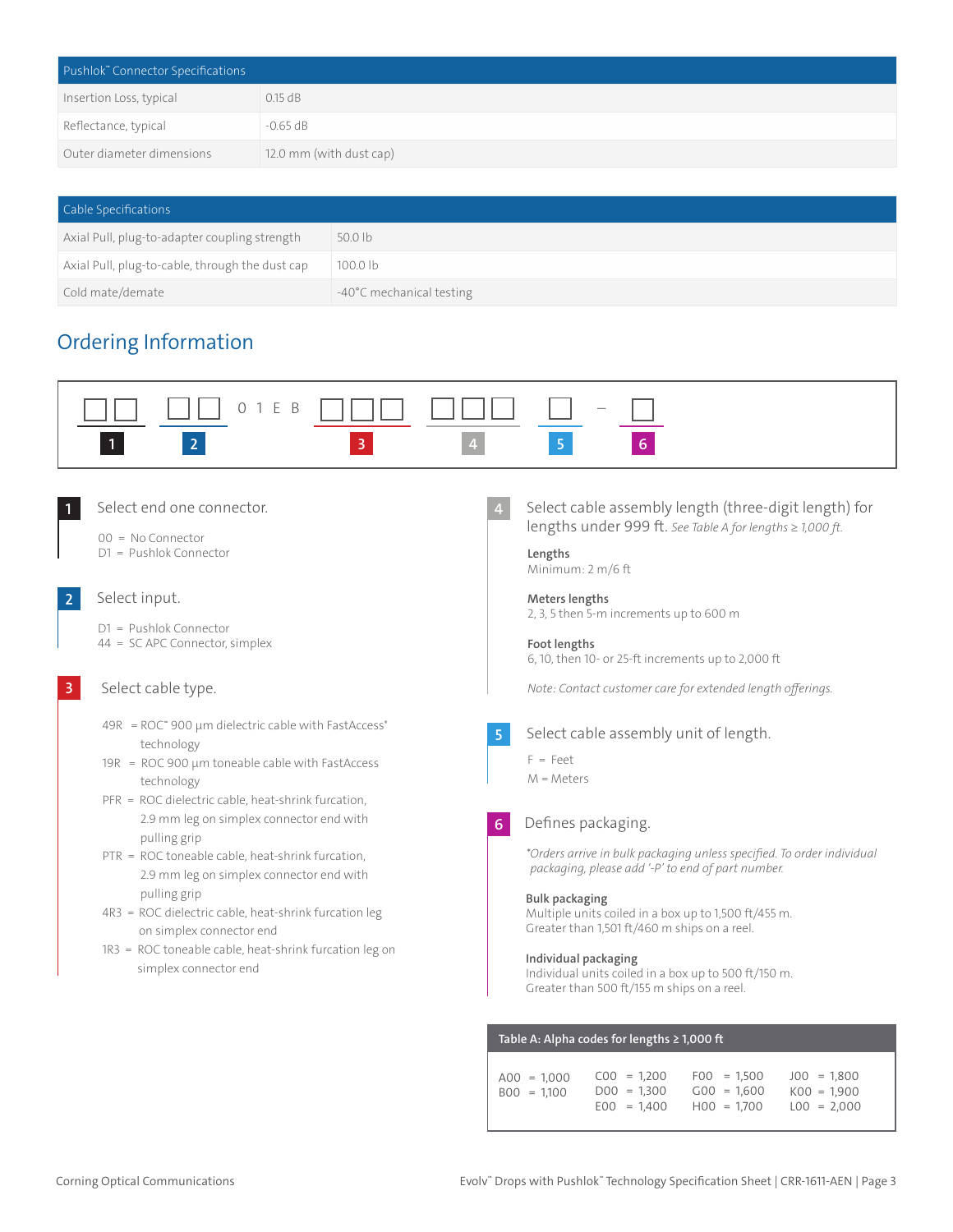| Pushlok™ Connector Specifications | |
|---|---|
| Insertion Loss, typical | 0.15 dB |
| Reflectance, typical | -0.65 dB |
| Outer diameter dimensions | 12.0 mm (with dust cap) |

| Cable Specifications | |
|---|---|
| Axial Pull, plug-to-adapter coupling strength | 50.0 lb |
| Axial Pull, plug-to-cable, through the dust cap | 100.0 lb |
| Cold mate/demate | -40°C mechanical testing |

## Ordering Information

□□ □□ 0 1 E B □□□ □□□ □ – □

1 2 3 4 5 6

**1** Select end one connector.

00 = No Connector
D1 = Pushlok Connector

**2** Select input.

D1 = Pushlok Connector
44 = SC APC Connector, simplex

**3** Select cable type.

49R = ROC™ 900 µm dielectric cable with FastAccess® technology
19R = ROC 900 µm toneable cable with FastAccess technology
PFR = ROC dielectric cable, heat-shrink furcation, 2.9 mm leg on simplex connector end with pulling grip
PTR = ROC toneable cable, heat-shrink furcation, 2.9 mm leg on simplex connector end with pulling grip
4R3 = ROC dielectric cable, heat-shrink furcation leg on simplex connector end
1R3 = ROC toneable cable, heat-shrink furcation leg on simplex connector end

**4** Select cable assembly length (three-digit length) for lengths under 999 ft. *See Table A for lengths ≥ 1,000 ft.*

**Lengths**
Minimum: 2 m/6 ft

**Meters lengths**
2, 3, 5 then 5-m increments up to 600 m

**Foot lengths**
6, 10, then 10- or 25-ft increments up to 2,000 ft

*Note: Contact customer care for extended length offerings.*

**5** Select cable assembly unit of length.

F = Feet
M = Meters

**6** Defines packaging.

*\*Orders arrive in bulk packaging unless specified. To order individual packaging, please add '-P' to end of part number.*

**Bulk packaging**
Multiple units coiled in a box up to 1,500 ft/455 m.
Greater than 1,501 ft/460 m ships on a reel.

**Individual packaging**
Individual units coiled in a box up to 500 ft/150 m.
Greater than 500 ft/155 m ships on a reel.

**Table A: Alpha codes for lengths ≥ 1,000 ft**

| | | | |
|---|---|---|---|
| A00 = 1,000 | C00 = 1,200 | F00 = 1,500 | J00 = 1,800 |
| B00 = 1,100 | D00 = 1,300 | G00 = 1,600 | K00 = 1,900 |
| | E00 = 1,400 | H00 = 1,700 | L00 = 2,000 |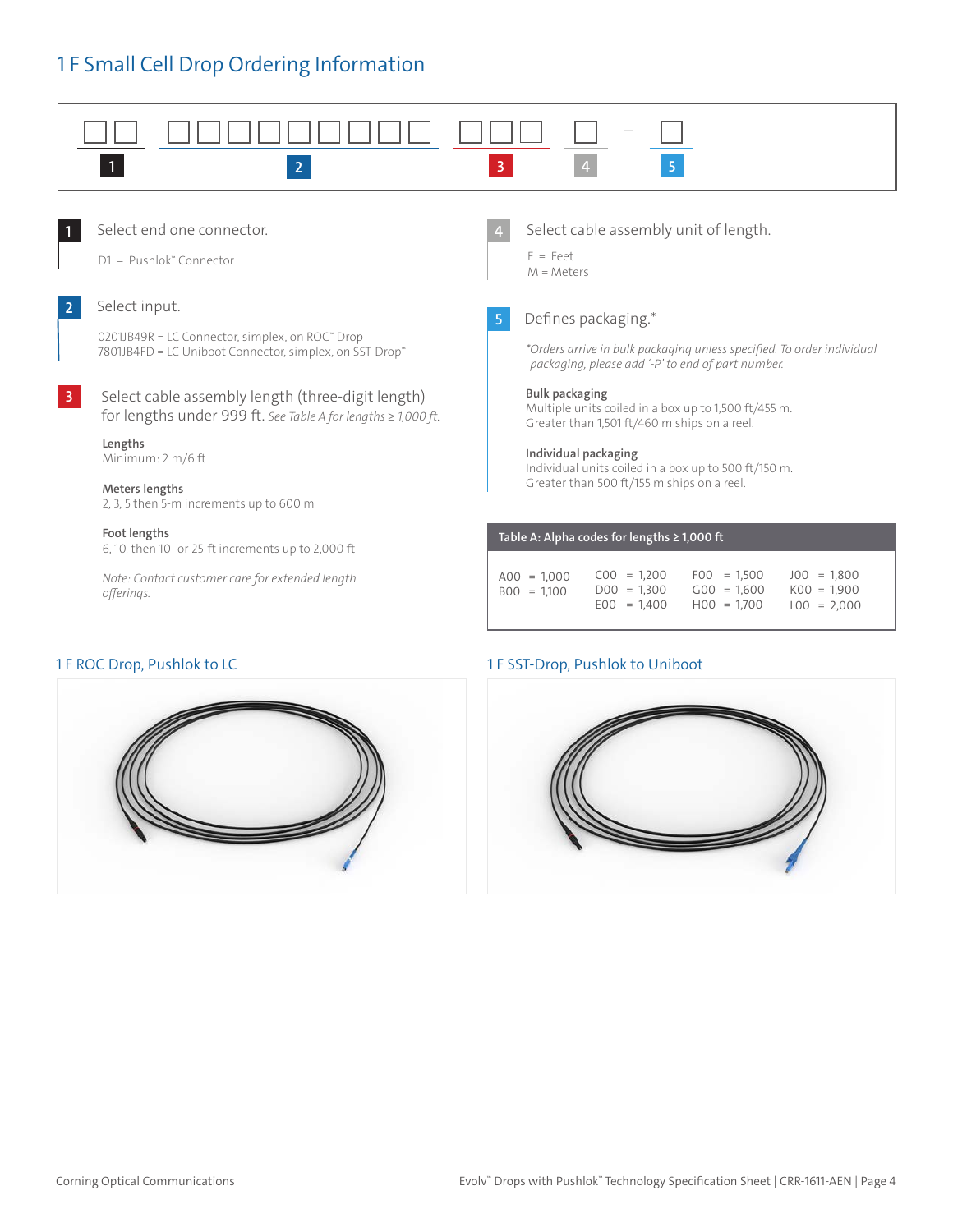# 1 F Small Cell Drop Ordering Information

| ☐☐ | ☐☐☐☐☐☐☐☐☐ | ☐☐☐ | ☐ | – | ☐ |
|---|---|---|---|---|---|
| 1 | 2 | 3 | 4 | | 5 |

**1** Select end one connector.

D1 = Pushlok™ Connector

**2** Select input.

0201JB49R = LC Connector, simplex, on ROC™ Drop
7801JB4FD = LC Uniboot Connector, simplex, on SST-Drop™

**3** Select cable assembly length (three-digit length) for lengths under 999 ft. *See Table A for lengths ≥ 1,000 ft.*

**Lengths**
Minimum: 2 m/6 ft

**Meters lengths**
2, 3, 5 then 5-m increments up to 600 m

**Foot lengths**
6, 10, then 10- or 25-ft increments up to 2,000 ft

*Note: Contact customer care for extended length offerings.*

**4** Select cable assembly unit of length.

F = Feet
M = Meters

**5** Defines packaging.*

*\*Orders arrive in bulk packaging unless specified. To order individual packaging, please add '-P' to end of part number.*

**Bulk packaging**
Multiple units coiled in a box up to 1,500 ft/455 m.
Greater than 1,501 ft/460 m ships on a reel.

**Individual packaging**
Individual units coiled in a box up to 500 ft/150 m.
Greater than 500 ft/155 m ships on a reel.

**Table A: Alpha codes for lengths ≥ 1,000 ft**

| | | | |
|---|---|---|---|
| A00 = 1,000 | C00 = 1,200 | F00 = 1,500 | J00 = 1,800 |
| B00 = 1,100 | D00 = 1,300 | G00 = 1,600 | K00 = 1,900 |
| | E00 = 1,400 | H00 = 1,700 | L00 = 2,000 |

1 F ROC Drop, Pushlok to LC

1 F SST-Drop, Pushlok to Uniboot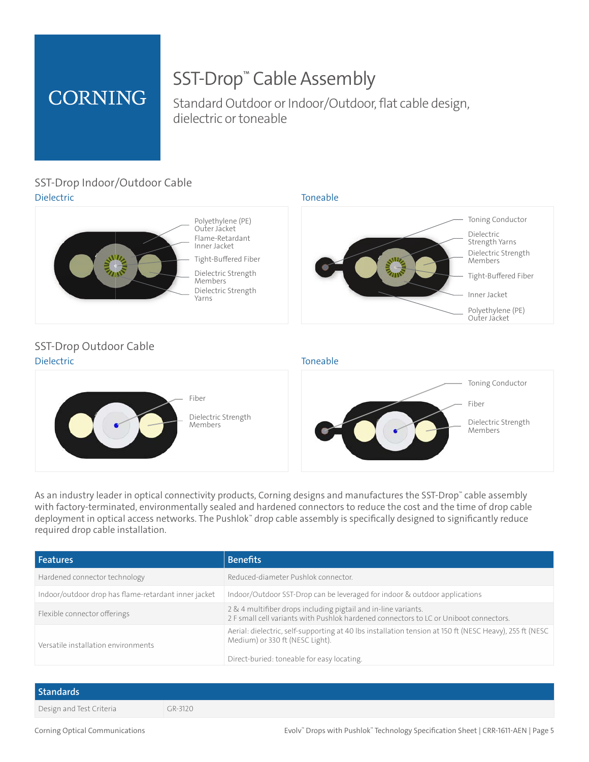# SST-Drop™ Cable Assembly

Standard Outdoor or Indoor/Outdoor, flat cable design, dielectric or toneable

## SST-Drop Indoor/Outdoor Cable

### Dielectric

- Polyethylene (PE) Outer Jacket
- Flame-Retardant Inner Jacket
- Tight-Buffered Fiber
- Dielectric Strength Members
- Dielectric Strength Yarns

### Toneable

- Toning Conductor
- Dielectric Strength Yarns
- Dielectric Strength Members
- Tight-Buffered Fiber
- Inner Jacket
- Polyethylene (PE) Outer Jacket

## SST-Drop Outdoor Cable

### Dielectric

- Fiber
- Dielectric Strength Members

### Toneable

- Toning Conductor
- Fiber
- Dielectric Strength Members

As an industry leader in optical connectivity products, Corning designs and manufactures the SST-Drop™ cable assembly with factory-terminated, environmentally sealed and hardened connectors to reduce the cost and the time of drop cable deployment in optical access networks. The Pushlok™ drop cable assembly is specifically designed to significantly reduce required drop cable installation.

| Features | Benefits |
|---|---|
| Hardened connector technology | Reduced-diameter Pushlok connector. |
| Indoor/outdoor drop has flame-retardant inner jacket | Indoor/Outdoor SST-Drop can be leveraged for indoor & outdoor applications |
| Flexible connector offerings | 2 & 4 multifiber drops including pigtail and in-line variants.<br>2 F small cell variants with Pushlok hardened connectors to LC or Uniboot connectors. |
| Versatile installation environments | Aerial: dielectric, self-supporting at 40 lbs installation tension at 150 ft (NESC Heavy), 255 ft (NESC Medium) or 330 ft (NESC Light).<br><br>Direct-buried: toneable for easy locating. |

| Standards | |
|---|---|
| Design and Test Criteria | GR-3120 |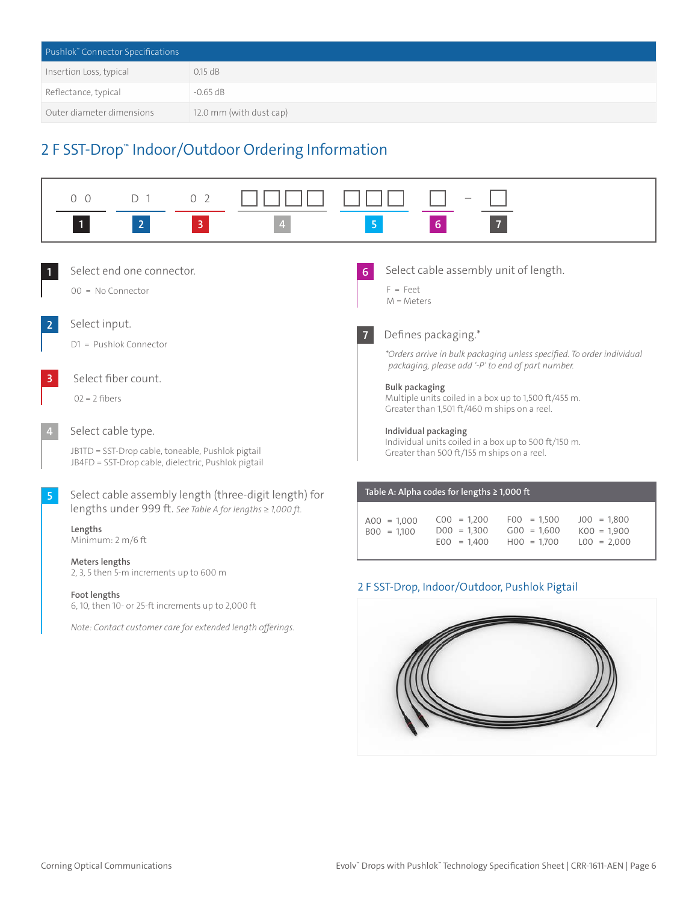| Pushlok™ Connector Specifications | |
|---|---|
| Insertion Loss, typical | 0.15 dB |
| Reflectance, typical | -0.65 dB |
| Outer diameter dimensions | 12.0 mm (with dust cap) |

## 2 F SST-Drop™ Indoor/Outdoor Ordering Information

| 0 0 | D 1 | 0 2 | ☐☐☐☐ | ☐☐☐ | ☐ | – ☐ |
|---|---|---|---|---|---|---|
| 1 | 2 | 3 | 4 | 5 | 6 | 7 |

**1** Select end one connector.

00 = No Connector

**2** Select input.

D1 = Pushlok Connector

**3** Select fiber count.

02 = 2 fibers

**4** Select cable type.

JB1TD = SST-Drop cable, toneable, Pushlok pigtail
JB4FD = SST-Drop cable, dielectric, Pushlok pigtail

**5** Select cable assembly length (three-digit length) for lengths under 999 ft. *See Table A for lengths ≥ 1,000 ft.*

**Lengths**
Minimum: 2 m/6 ft

**Meters lengths**
2, 3, 5 then 5-m increments up to 600 m

**Foot lengths**
6, 10, then 10- or 25-ft increments up to 2,000 ft

*Note: Contact customer care for extended length offerings.*

**6** Select cable assembly unit of length.

F = Feet
M = Meters

**7** Defines packaging.*

*\*Orders arrive in bulk packaging unless specified. To order individual packaging, please add '-P' to end of part number.*

**Bulk packaging**
Multiple units coiled in a box up to 1,500 ft/455 m.
Greater than 1,501 ft/460 m ships on a reel.

**Individual packaging**
Individual units coiled in a box up to 500 ft/150 m.
Greater than 500 ft/155 m ships on a reel.

| Table A: Alpha codes for lengths ≥ 1,000 ft | | | |
|---|---|---|---|
| A00 = 1,000 | C00 = 1,200 | F00 = 1,500 | J00 = 1,800 |
| B00 = 1,100 | D00 = 1,300 | G00 = 1,600 | K00 = 1,900 |
| | E00 = 1,400 | H00 = 1,700 | L00 = 2,000 |

### 2 F SST-Drop, Indoor/Outdoor, Pushlok Pigtail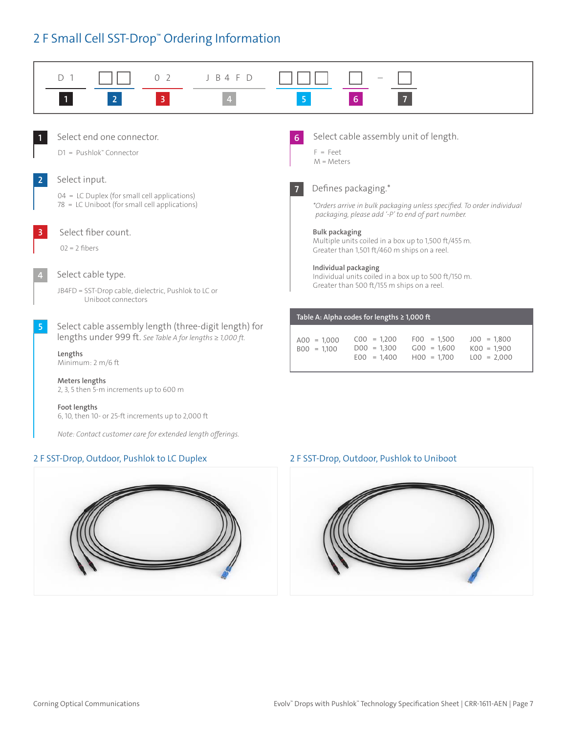## 2 F Small Cell SST-Drop™ Ordering Information

| D1 | □□ | 02 | JB4FD | □□□ | □ | – □ |
|---|---|---|---|---|---|---|
| 1 | 2 | 3 | 4 | 5 | 6 | 7 |

**1** Select end one connector.

D1 = Pushlok™ Connector

**2** Select input.

04 = LC Duplex (for small cell applications)
78 = LC Uniboot (for small cell applications)

**3** Select fiber count.

02 = 2 fibers

**4** Select cable type.

JB4FD = SST-Drop cable, dielectric, Pushlok to LC or Uniboot connectors

**5** Select cable assembly length (three-digit length) for lengths under 999 ft. *See Table A for lengths ≥ 1,000 ft.*

**Lengths**
Minimum: 2 m/6 ft

**Meters lengths**
2, 3, 5 then 5-m increments up to 600 m

**Foot lengths**
6, 10, then 10- or 25-ft increments up to 2,000 ft

*Note: Contact customer care for extended length offerings.*

**6** Select cable assembly unit of length.

F = Feet
M = Meters

**7** Defines packaging.*

*\*Orders arrive in bulk packaging unless specified. To order individual packaging, please add '-P' to end of part number.*

**Bulk packaging**
Multiple units coiled in a box up to 1,500 ft/455 m.
Greater than 1,501 ft/460 m ships on a reel.

**Individual packaging**
Individual units coiled in a box up to 500 ft/150 m.
Greater than 500 ft/155 m ships on a reel.

**Table A: Alpha codes for lengths ≥ 1,000 ft**

| | | | |
|---|---|---|---|
| A00 = 1,000 | C00 = 1,200 | F00 = 1,500 | J00 = 1,800 |
| B00 = 1,100 | D00 = 1,300 | G00 = 1,600 | K00 = 1,900 |
| | E00 = 1,400 | H00 = 1,700 | L00 = 2,000 |

### 2 F SST-Drop, Outdoor, Pushlok to LC Duplex

### 2 F SST-Drop, Outdoor, Pushlok to Uniboot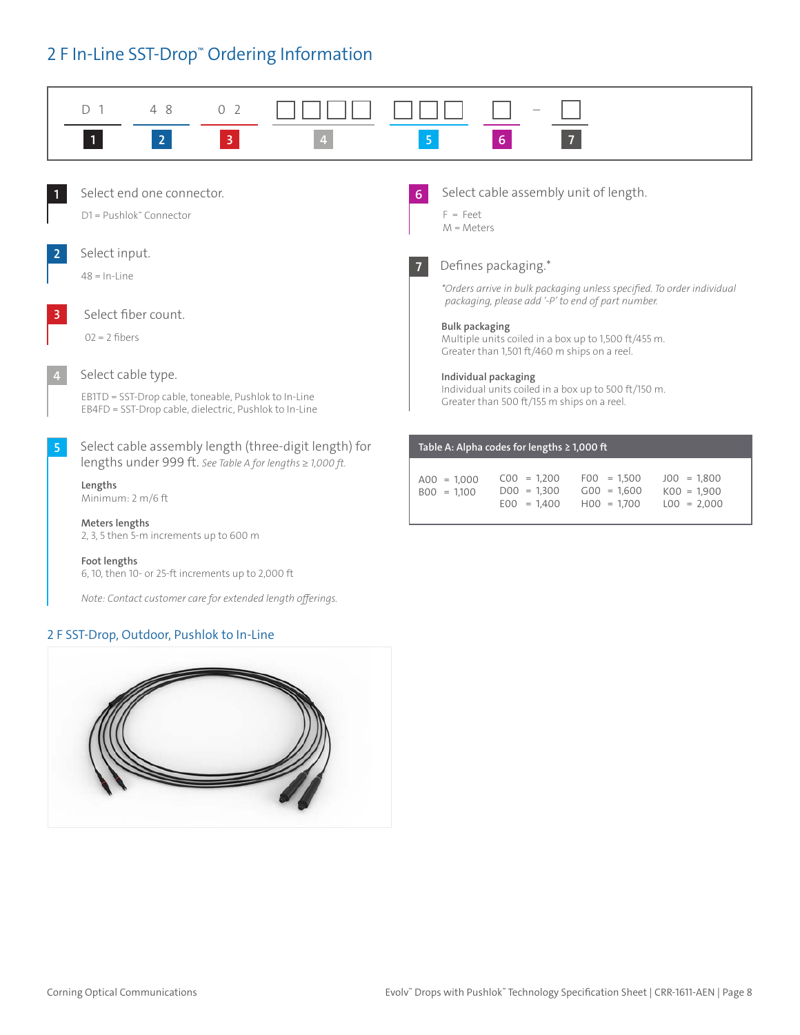## 2 F In-Line SST-Drop™ Ordering Information

| D 1 | 4 8 | 0 2 | □□□□ | □□□ | □ | – | □ |
|---|---|---|---|---|---|---|---|
| 1 | 2 | 3 | 4 | 5 | 6 | | 7 |

**1** Select end one connector.

D1 = Pushlok™ Connector

**2** Select input.

48 = In-Line

**3** Select fiber count.

02 = 2 fibers

**4** Select cable type.

EB1TD = SST-Drop cable, toneable, Pushlok to In-Line
EB4FD = SST-Drop cable, dielectric, Pushlok to In-Line

**5** Select cable assembly length (three-digit length) for lengths under 999 ft. *See Table A for lengths ≥ 1,000 ft.*

**Lengths**
Minimum: 2 m/6 ft

**Meters lengths**
2, 3, 5 then 5-m increments up to 600 m

**Foot lengths**
6, 10, then 10- or 25-ft increments up to 2,000 ft

*Note: Contact customer care for extended length offerings.*

**6** Select cable assembly unit of length.

F = Feet
M = Meters

**7** Defines packaging.*

*\*Orders arrive in bulk packaging unless specified. To order individual packaging, please add '-P' to end of part number.*

**Bulk packaging**
Multiple units coiled in a box up to 1,500 ft/455 m.
Greater than 1,501 ft/460 m ships on a reel.

**Individual packaging**
Individual units coiled in a box up to 500 ft/150 m.
Greater than 500 ft/155 m ships on a reel.

**Table A: Alpha codes for lengths ≥ 1,000 ft**

| | | | |
|---|---|---|---|
| A00 = 1,000 | C00 = 1,200 | F00 = 1,500 | J00 = 1,800 |
| B00 = 1,100 | D00 = 1,300 | G00 = 1,600 | K00 = 1,900 |
| | E00 = 1,400 | H00 = 1,700 | L00 = 2,000 |

### 2 F SST-Drop, Outdoor, Pushlok to In-Line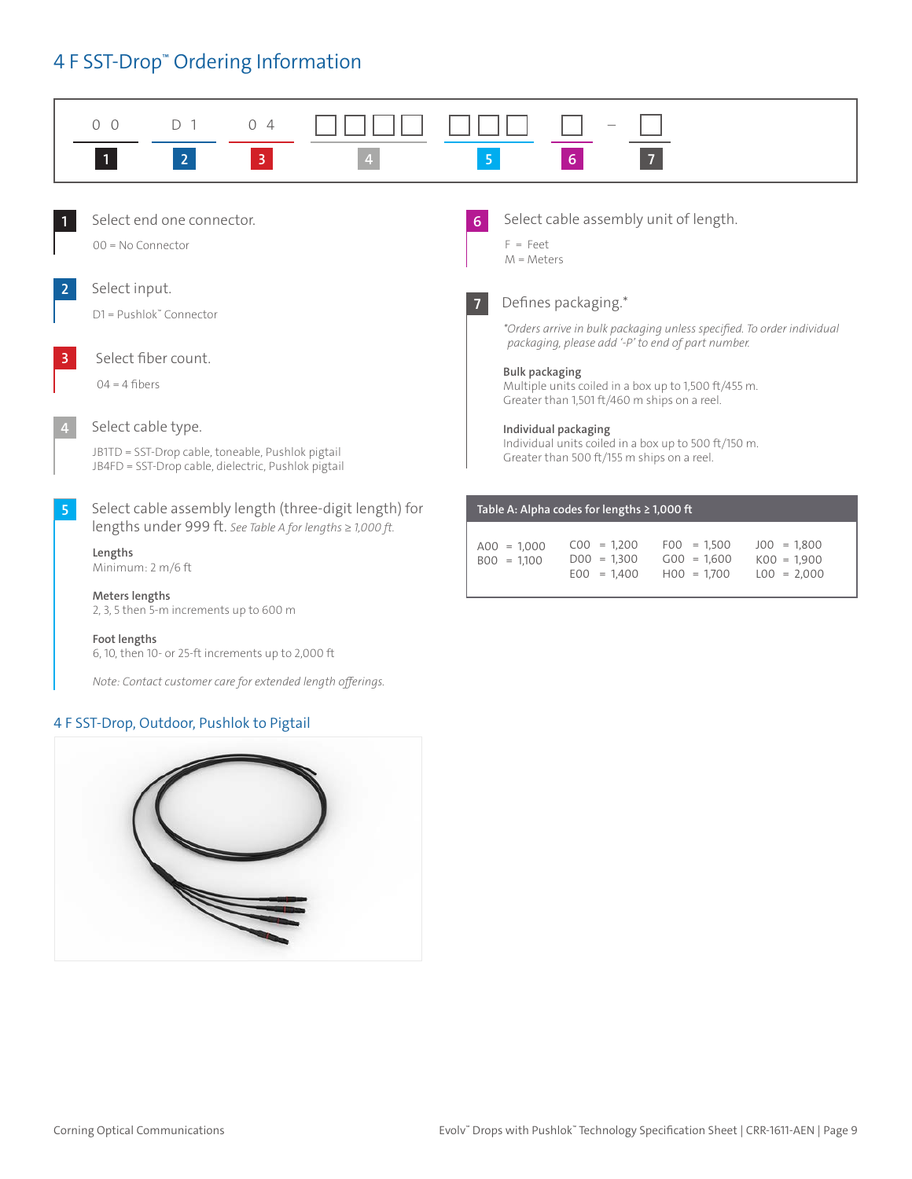# 4 F SST-Drop™ Ordering Information

| 0 0 | D 1 | 0 4 | □□□□ | □□□ | □ | – □ |
|---|---|---|---|---|---|---|
| 1 | 2 | 3 | 4 | 5 | 6 | 7 |

**1** Select end one connector.

00 = No Connector

**2** Select input.

D1 = Pushlok™ Connector

**3** Select fiber count.

04 = 4 fibers

**4** Select cable type.

JB1TD = SST-Drop cable, toneable, Pushlok pigtail
JB4FD = SST-Drop cable, dielectric, Pushlok pigtail

**5** Select cable assembly length (three-digit length) for lengths under 999 ft. *See Table A for lengths ≥ 1,000 ft.*

**Lengths**
Minimum: 2 m/6 ft

**Meters lengths**
2, 3, 5 then 5-m increments up to 600 m

**Foot lengths**
6, 10, then 10- or 25-ft increments up to 2,000 ft

*Note: Contact customer care for extended length offerings.*

**6** Select cable assembly unit of length.

F = Feet
M = Meters

**7** Defines packaging.*

*\*Orders arrive in bulk packaging unless specified. To order individual packaging, please add '-P' to end of part number.*

**Bulk packaging**
Multiple units coiled in a box up to 1,500 ft/455 m.
Greater than 1,501 ft/460 m ships on a reel.

**Individual packaging**
Individual units coiled in a box up to 500 ft/150 m.
Greater than 500 ft/155 m ships on a reel.

**Table A: Alpha codes for lengths ≥ 1,000 ft**

| | | | |
|---|---|---|---|
| A00 = 1,000 | C00 = 1,200 | F00 = 1,500 | J00 = 1,800 |
| B00 = 1,100 | D00 = 1,300 | G00 = 1,600 | K00 = 1,900 |
| | E00 = 1,400 | H00 = 1,700 | L00 = 2,000 |

## 4 F SST-Drop, Outdoor, Pushlok to Pigtail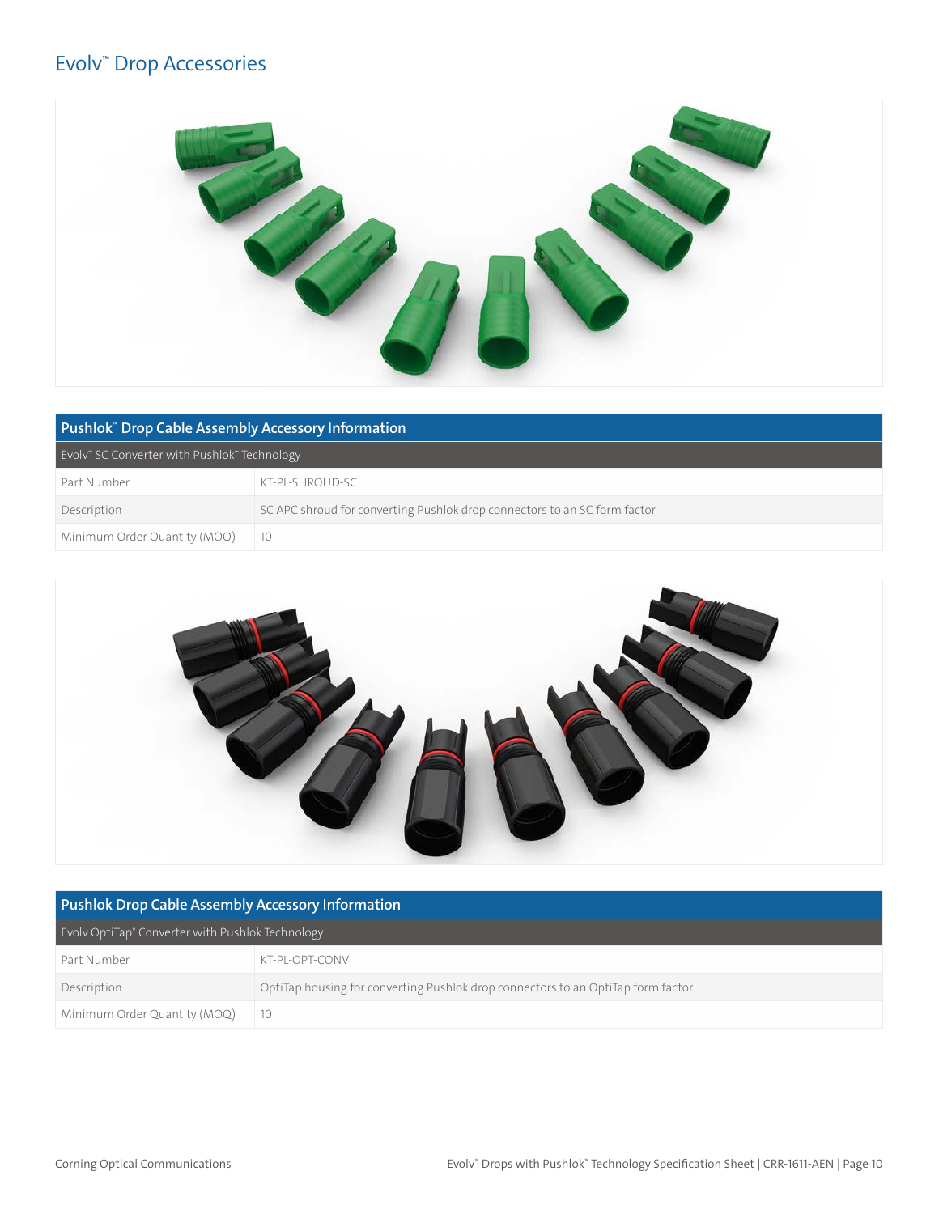# Evolv™ Drop Accessories

| Pushlok™ Drop Cable Assembly Accessory Information | |
|---|---|
| Evolv™ SC Converter with Pushlok™ Technology | |
| Part Number | KT-PL-SHROUD-SC |
| Description | SC APC shroud for converting Pushlok drop connectors to an SC form factor |
| Minimum Order Quantity (MOQ) | 10 |

| Pushlok Drop Cable Assembly Accessory Information | |
|---|---|
| Evolv OptiTap® Converter with Pushlok Technology | |
| Part Number | KT-PL-OPT-CONV |
| Description | OptiTap housing for converting Pushlok drop connectors to an OptiTap form factor |
| Minimum Order Quantity (MOQ) | 10 |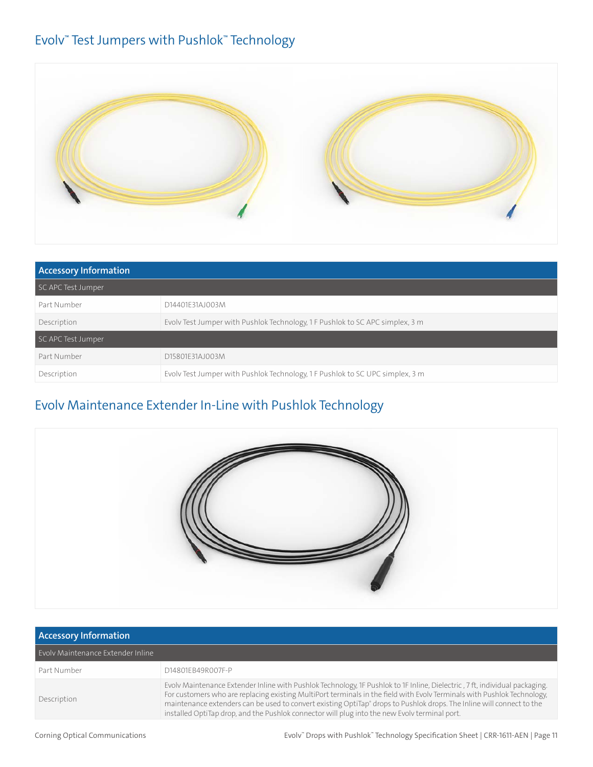## Evolv™ Test Jumpers with Pushlok™ Technology

| Accessory Information | |
|---|---|
| SC APC Test Jumper | |
| Part Number | D14401E31AJ003M |
| Description | Evolv Test Jumper with Pushlok Technology, 1 F Pushlok to SC APC simplex, 3 m |
| SC APC Test Jumper | |
| Part Number | D15801E31AJ003M |
| Description | Evolv Test Jumper with Pushlok Technology, 1 F Pushlok to SC UPC simplex, 3 m |

## Evolv Maintenance Extender In-Line with Pushlok Technology

| Accessory Information | |
|---|---|
| Evolv Maintenance Extender Inline | |
| Part Number | D14801EB49R007F-P |
| Description | Evolv Maintenance Extender Inline with Pushlok Technology, 1F Pushlok to 1F Inline, Dielectric , 7 ft, individual packaging. For customers who are replacing existing MultiPort terminals in the field with Evolv Terminals with Pushlok Technology, maintenance extenders can be used to convert existing OptiTap® drops to Pushlok drops. The Inline will connect to the installed OptiTap drop, and the Pushlok connector will plug into the new Evolv terminal port. |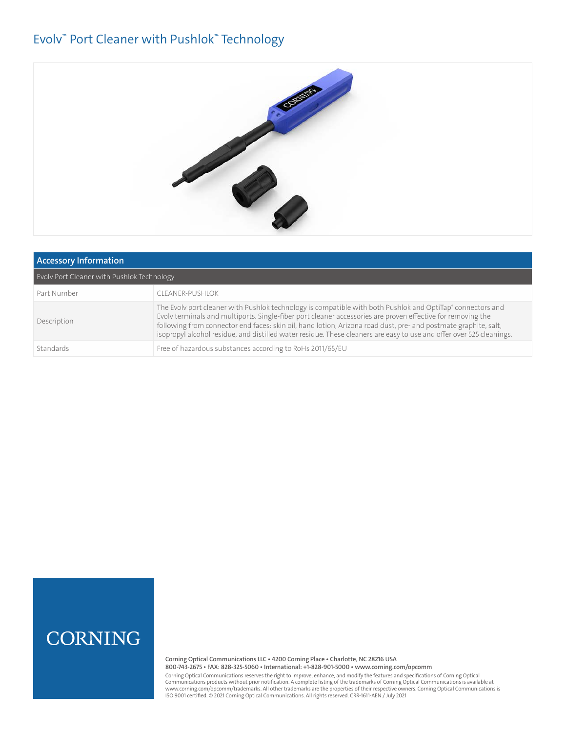# Evolv™ Port Cleaner with Pushlok™ Technology

| Accessory Information | |
|---|---|
| Evolv Port Cleaner with Pushlok Technology | |
| Part Number | CLEANER-PUSHLOK |
| Description | The Evolv port cleaner with Pushlok technology is compatible with both Pushlok and OptiTap® connectors and Evolv terminals and multiports. Single-fiber port cleaner accessories are proven effective for removing the following from connector end faces: skin oil, hand lotion, Arizona road dust, pre- and postmate graphite, salt, isopropyl alcohol residue, and distilled water residue. These cleaners are easy to use and offer over 525 cleanings. |
| Standards | Free of hazardous substances according to RoHs 2011/65/EU |

CORNING

**Corning Optical Communications LLC • 4200 Corning Place • Charlotte, NC 28216 USA**
**800-743-2675 • FAX: 828-325-5060 • International: +1-828-901-5000 • www.corning.com/opcomm**

Corning Optical Communications reserves the right to improve, enhance, and modify the features and specifications of Corning Optical Communications products without prior notification. A complete listing of the trademarks of Corning Optical Communications is available at www.corning.com/opcomm/trademarks. All other trademarks are the properties of their respective owners. Corning Optical Communications is ISO 9001 certified. © 2021 Corning Optical Communications. All rights reserved. CRR-1611-AEN / July 2021